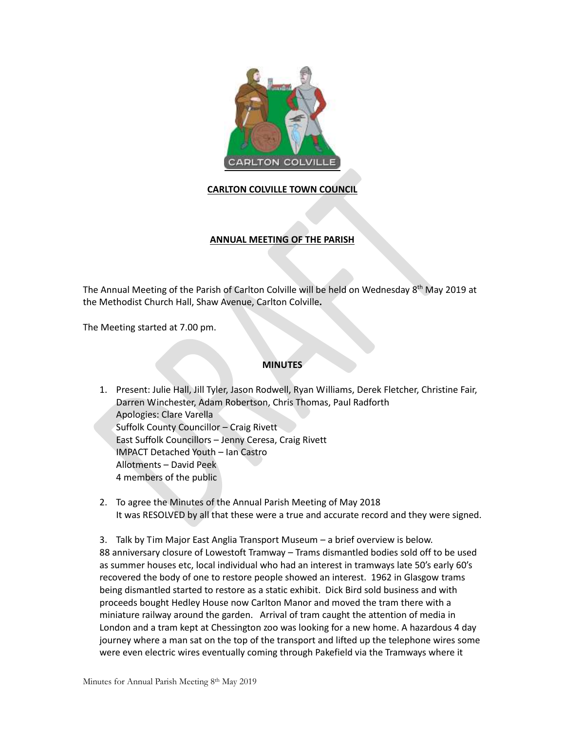**CARLTON COLVILLE TOWN COUNCIL**

**ANNUAL MEETING OF THE PARISH**

The Annual Meeting of the Parish of Carlton Colville will be held on Wednesday 8th May 2019 at the Methodist Church Hall, Shaw Avenue, Carlton Colville**.**

The Meeting started at 7.00 pm.

**MINUTES**

1. Present: Julie Hall, Jill Tyler, Jason Rodwell, Ryan Williams, Derek Fletcher, Christine Fair, Darren Winchester, Adam Robertson, Chris Thomas, Paul Radforth
   Apologies: Clare Varella
   Suffolk County Councillor – Craig Rivett
   East Suffolk Councillors – Jenny Ceresa, Craig Rivett
   IMPACT Detached Youth – Ian Castro
   Allotments – David Peek
   4 members of the public

2. To agree the Minutes of the Annual Parish Meeting of May 2018
   It was RESOLVED by all that these were a true and accurate record and they were signed.

3. Talk by Tim Major East Anglia Transport Museum – a brief overview is below.
88 anniversary closure of Lowestoft Tramway – Trams dismantled bodies sold off to be used as summer houses etc, local individual who had an interest in tramways late 50's early 60's recovered the body of one to restore people showed an interest. 1962 in Glasgow trams being dismantled started to restore as a static exhibit. Dick Bird sold business and with proceeds bought Hedley House now Carlton Manor and moved the tram there with a miniature railway around the garden. Arrival of tram caught the attention of media in London and a tram kept at Chessington zoo was looking for a new home. A hazardous 4 day journey where a man sat on the top of the transport and lifted up the telephone wires some were even electric wires eventually coming through Pakefield via the Tramways where it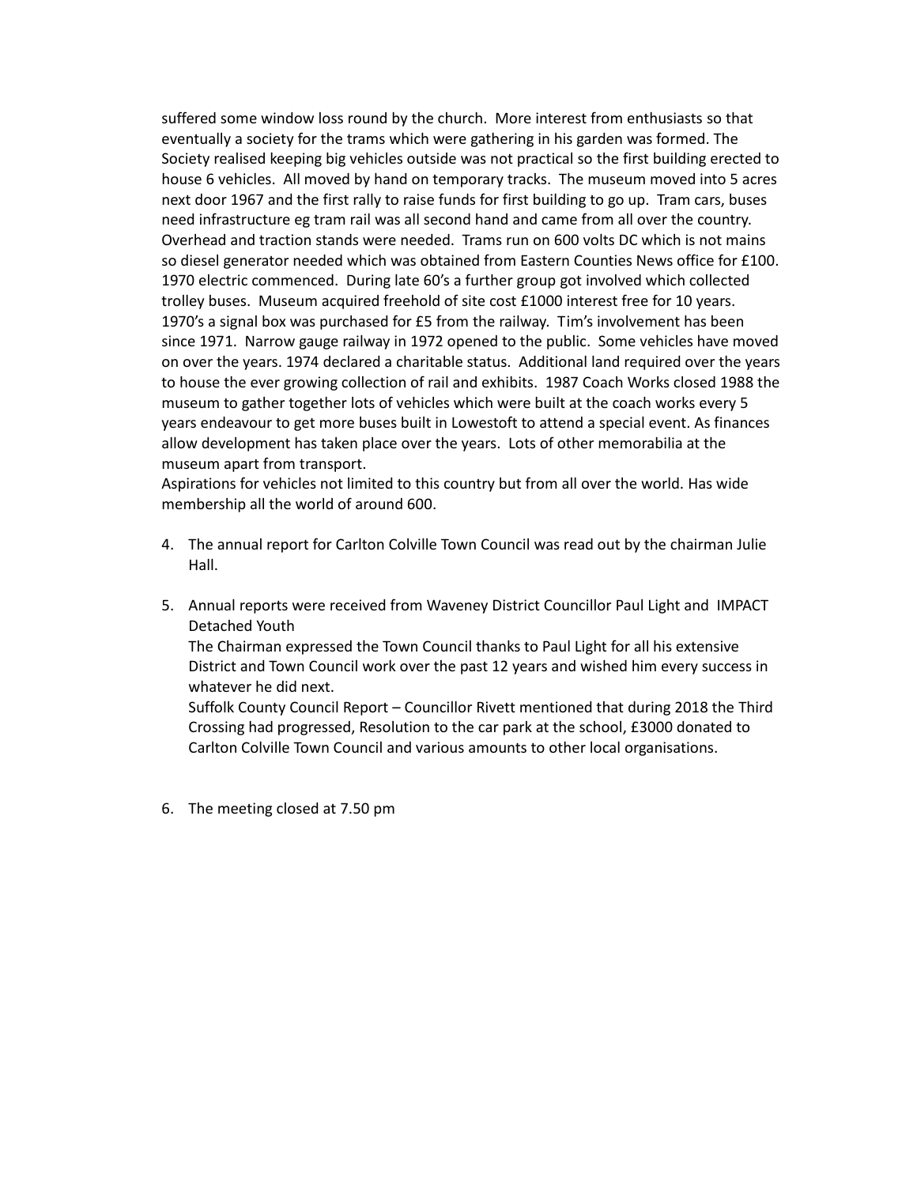suffered some window loss round by the church. More interest from enthusiasts so that eventually a society for the trams which were gathering in his garden was formed. The Society realised keeping big vehicles outside was not practical so the first building erected to house 6 vehicles. All moved by hand on temporary tracks. The museum moved into 5 acres next door 1967 and the first rally to raise funds for first building to go up. Tram cars, buses need infrastructure eg tram rail was all second hand and came from all over the country. Overhead and traction stands were needed. Trams run on 600 volts DC which is not mains so diesel generator needed which was obtained from Eastern Counties News office for £100. 1970 electric commenced. During late 60's a further group got involved which collected trolley buses. Museum acquired freehold of site cost £1000 interest free for 10 years. 1970's a signal box was purchased for £5 from the railway. Tim's involvement has been since 1971. Narrow gauge railway in 1972 opened to the public. Some vehicles have moved on over the years. 1974 declared a charitable status. Additional land required over the years to house the ever growing collection of rail and exhibits. 1987 Coach Works closed 1988 the museum to gather together lots of vehicles which were built at the coach works every 5 years endeavour to get more buses built in Lowestoft to attend a special event. As finances allow development has taken place over the years. Lots of other memorabilia at the museum apart from transport.
Aspirations for vehicles not limited to this country but from all over the world. Has wide membership all the world of around 600.

4. The annual report for Carlton Colville Town Council was read out by the chairman Julie Hall.

5. Annual reports were received from Waveney District Councillor Paul Light and IMPACT Detached Youth
   The Chairman expressed the Town Council thanks to Paul Light for all his extensive District and Town Council work over the past 12 years and wished him every success in whatever he did next.
   Suffolk County Council Report – Councillor Rivett mentioned that during 2018 the Third Crossing had progressed, Resolution to the car park at the school, £3000 donated to Carlton Colville Town Council and various amounts to other local organisations.

6. The meeting closed at 7.50 pm